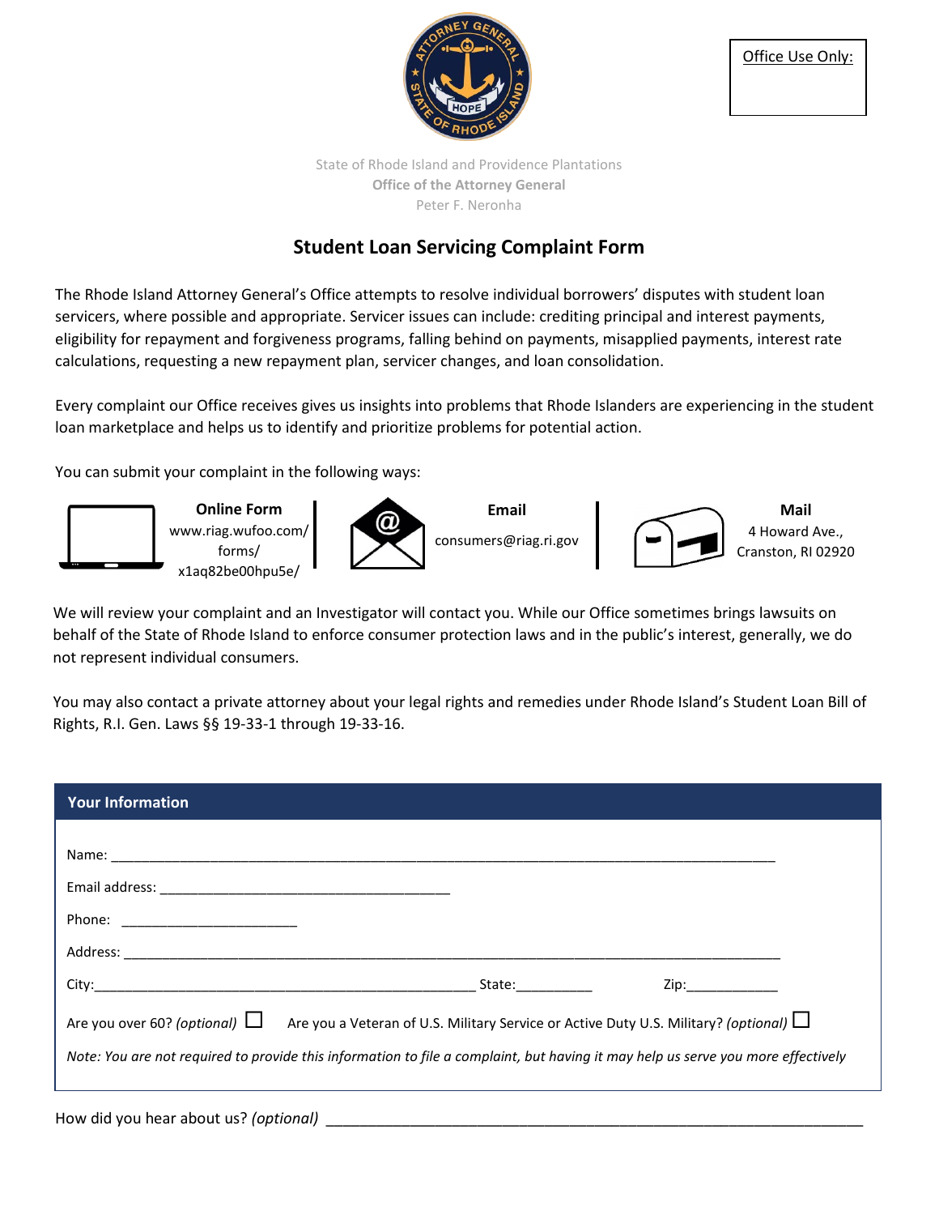Office Use Only:

State of Rhode Island and Providence Plantations
**Office of the Attorney General**
Peter F. Neronha

# Student Loan Servicing Complaint Form

The Rhode Island Attorney General's Office attempts to resolve individual borrowers' disputes with student loan servicers, where possible and appropriate. Servicer issues can include: crediting principal and interest payments, eligibility for repayment and forgiveness programs, falling behind on payments, misapplied payments, interest rate calculations, requesting a new repayment plan, servicer changes, and loan consolidation.

Every complaint our Office receives gives us insights into problems that Rhode Islanders are experiencing in the student loan marketplace and helps us to identify and prioritize problems for potential action.

You can submit your complaint in the following ways:

**Online Form**
www.riag.wufoo.com/forms/x1aq82be00hpu5e/

**Email**
consumers@riag.ri.gov

**Mail**
4 Howard Ave., Cranston, RI 02920

We will review your complaint and an Investigator will contact you. While our Office sometimes brings lawsuits on behalf of the State of Rhode Island to enforce consumer protection laws and in the public's interest, generally, we do not represent individual consumers.

You may also contact a private attorney about your legal rights and remedies under Rhode Island's Student Loan Bill of Rights, R.I. Gen. Laws §§ 19-33-1 through 19-33-16.

## Your Information

Name: ___________________________________________________________________________

Email address: ___________________________________

Phone: ____________________

Address: ___________________________________________________________________________

City: ____________________________________________ State: __________ Zip: ____________

Are you over 60? *(optional)* ☐ Are you a Veteran of U.S. Military Service or Active Duty U.S. Military? *(optional)* ☐

*Note: You are not required to provide this information to file a complaint, but having it may help us serve you more effectively*

How did you hear about us? *(optional)* ____________________________________________________________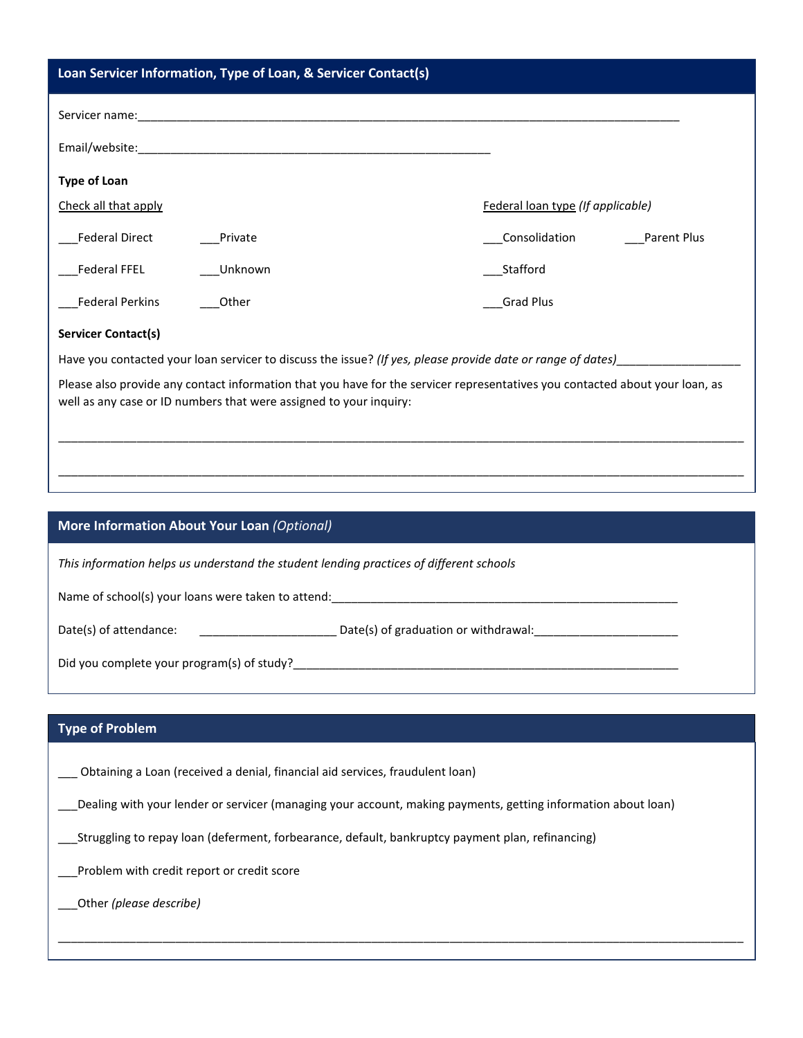## Loan Servicer Information, Type of Loan, & Servicer Contact(s)

Servicer name:_______________________________________________________________________________

Email/website:_________________________________________________________

**Type of Loan**

Check all that apply

___Federal Direct ___Private

___Federal FFEL ___Unknown

___Federal Perkins ___Other

Federal loan type *(If applicable)*

___Consolidation ___Parent Plus

___Stafford

___Grad Plus

**Servicer Contact(s)**

Have you contacted your loan servicer to discuss the issue? *(If yes, please provide date or range of dates)*___________________

Please also provide any contact information that you have for the servicer representatives you contacted about your loan, as well as any case or ID numbers that were assigned to your inquiry:

_____________________________________________________________________________________________________

_____________________________________________________________________________________________________

## More Information About Your Loan *(Optional)*

*This information helps us understand the student lending practices of different schools*

Name of school(s) your loans were taken to attend:________________________________________________________

Date(s) of attendance: _____________________ Date(s) of graduation or withdrawal:______________________

Did you complete your program(s) of study?______________________________________________________________

## Type of Problem

___ Obtaining a Loan (received a denial, financial aid services, fraudulent loan)

___Dealing with your lender or servicer (managing your account, making payments, getting information about loan)

___Struggling to repay loan (deferment, forbearance, default, bankruptcy payment plan, refinancing)

___Problem with credit report or credit score

___Other *(please describe)*

_____________________________________________________________________________________________________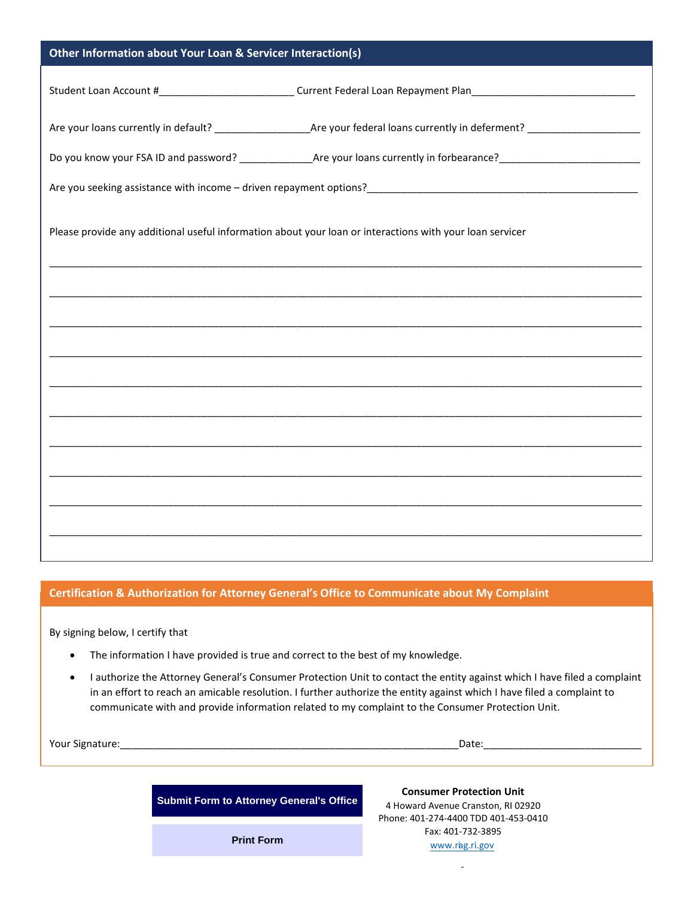## Other Information about Your Loan & Servicer Interaction(s)

Student Loan Account #________________________ Current Federal Loan Repayment Plan_____________________________

Are your loans currently in default? _________________Are your federal loans currently in deferment? ____________________

Do you know your FSA ID and password? _____________Are your loans currently in forbearance?_________________________

Are you seeking assistance with income – driven repayment options?_________________________________________________

Please provide any additional useful information about your loan or interactions with your loan servicer

_____________________________________________________________________________________________________

_____________________________________________________________________________________________________

_____________________________________________________________________________________________________

_____________________________________________________________________________________________________

_____________________________________________________________________________________________________

_____________________________________________________________________________________________________

_____________________________________________________________________________________________________

_____________________________________________________________________________________________________

_____________________________________________________________________________________________________

_____________________________________________________________________________________________________

## Certification & Authorization for Attorney General's Office to Communicate about My Complaint

By signing below, I certify that

- The information I have provided is true and correct to the best of my knowledge.
- I authorize the Attorney General's Consumer Protection Unit to contact the entity against which I have filed a complaint in an effort to reach an amicable resolution. I further authorize the entity against which I have filed a complaint to communicate with and provide information related to my complaint to the Consumer Protection Unit.

Your Signature:____________________________________________________________Date:____________________________

Submit Form to Attorney General's Office

Print Form

**Consumer Protection Unit**
4 Howard Avenue Cranston, RI 02920
Phone: 401-274-4400 TDD 401-453-0410
Fax: 401-732-3895
www.riag.ri.gov